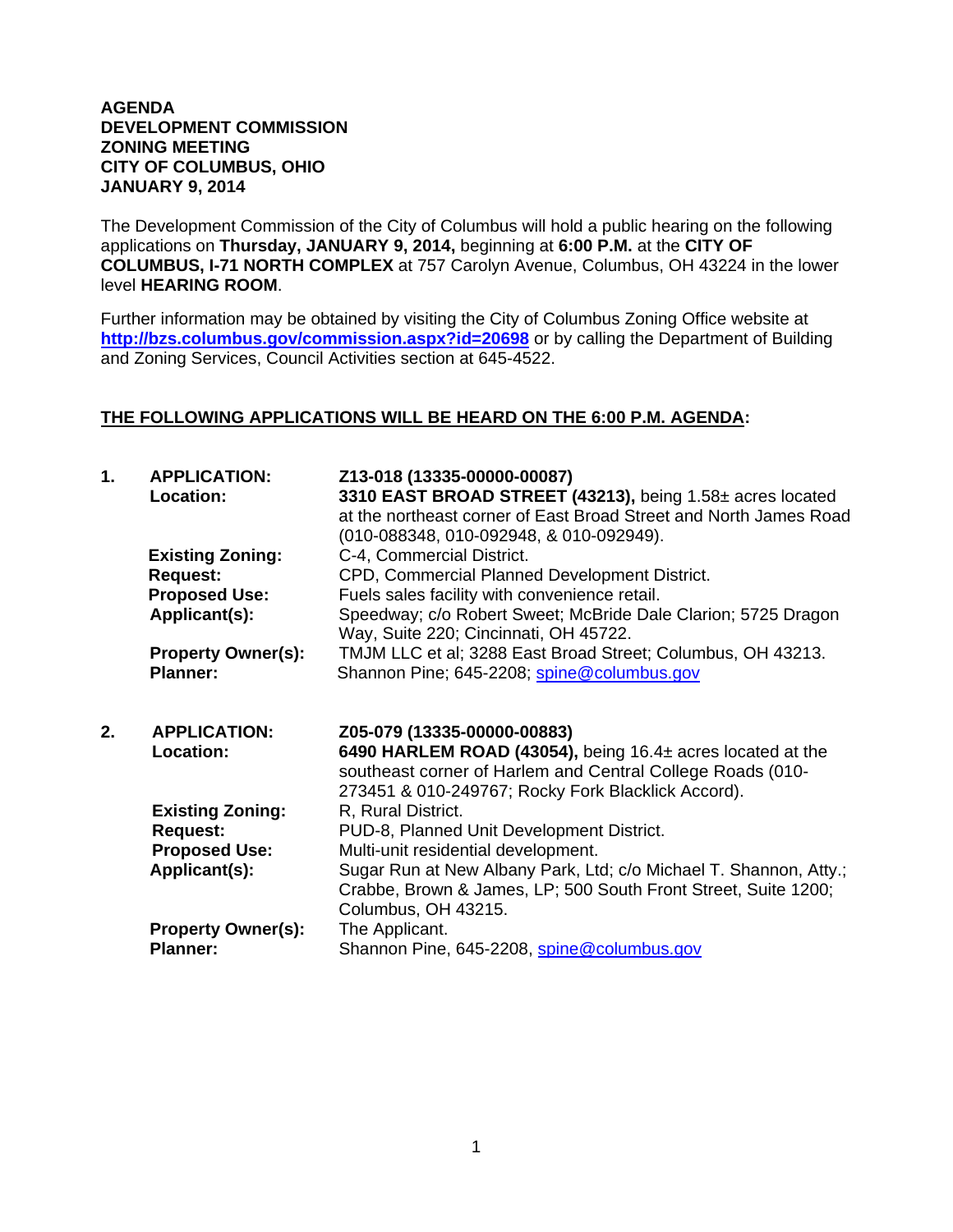**AGENDA**
**DEVELOPMENT COMMISSION**
**ZONING MEETING**
**CITY OF COLUMBUS, OHIO**
**JANUARY 9, 2014**

The Development Commission of the City of Columbus will hold a public hearing on the following applications on **Thursday, JANUARY 9, 2014,** beginning at **6:00 P.M.** at the **CITY OF COLUMBUS, I-71 NORTH COMPLEX** at 757 Carolyn Avenue, Columbus, OH 43224 in the lower level **HEARING ROOM**.

Further information may be obtained by visiting the City of Columbus Zoning Office website at **http://bzs.columbus.gov/commission.aspx?id=20698** or by calling the Department of Building and Zoning Services, Council Activities section at 645-4522.

**THE FOLLOWING APPLICATIONS WILL BE HEARD ON THE 6:00 P.M. AGENDA:**

**1. APPLICATION:** **Z13-018 (13335-00000-00087)**
**Location:** **3310 EAST BROAD STREET (43213),** being 1.58± acres located at the northeast corner of East Broad Street and North James Road (010-088348, 010-092948, & 010-092949).
**Existing Zoning:** C-4, Commercial District.
**Request:** CPD, Commercial Planned Development District.
**Proposed Use:** Fuels sales facility with convenience retail.
**Applicant(s):** Speedway; c/o Robert Sweet; McBride Dale Clarion; 5725 Dragon Way, Suite 220; Cincinnati, OH 45722.
**Property Owner(s):** TMJM LLC et al; 3288 East Broad Street; Columbus, OH 43213.
**Planner:** Shannon Pine; 645-2208; spine@columbus.gov

**2. APPLICATION:** **Z05-079 (13335-00000-00883)**
**Location:** **6490 HARLEM ROAD (43054),** being 16.4± acres located at the southeast corner of Harlem and Central College Roads (010-273451 & 010-249767; Rocky Fork Blacklick Accord).
**Existing Zoning:** R, Rural District.
**Request:** PUD-8, Planned Unit Development District.
**Proposed Use:** Multi-unit residential development.
**Applicant(s):** Sugar Run at New Albany Park, Ltd; c/o Michael T. Shannon, Atty.; Crabbe, Brown & James, LP; 500 South Front Street, Suite 1200; Columbus, OH 43215.
**Property Owner(s):** The Applicant.
**Planner:** Shannon Pine, 645-2208, spine@columbus.gov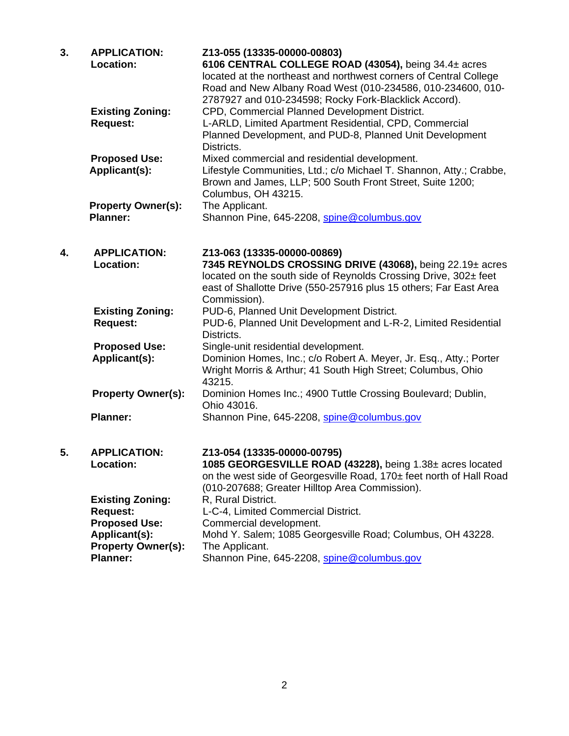3. **APPLICATION:** **Z13-055 (13335-00000-00803)**

   **Location:** **6106 CENTRAL COLLEGE ROAD (43054),** being 34.4± acres located at the northeast and northwest corners of Central College Road and New Albany Road West (010-234586, 010-234600, 010-2787927 and 010-234598; Rocky Fork-Blacklick Accord).

   **Existing Zoning:** CPD, Commercial Planned Development District.

   **Request:** L-ARLD, Limited Apartment Residential, CPD, Commercial Planned Development, and PUD-8, Planned Unit Development Districts.

   **Proposed Use:** Mixed commercial and residential development.

   **Applicant(s):** Lifestyle Communities, Ltd.; c/o Michael T. Shannon, Atty.; Crabbe, Brown and James, LLP; 500 South Front Street, Suite 1200; Columbus, OH 43215.

   **Property Owner(s):** The Applicant.

   **Planner:** Shannon Pine, 645-2208, spine@columbus.gov

4. **APPLICATION:** **Z13-063 (13335-00000-00869)**

   **Location:** **7345 REYNOLDS CROSSING DRIVE (43068),** being 22.19± acres located on the south side of Reynolds Crossing Drive, 302± feet east of Shallotte Drive (550-257916 plus 15 others; Far East Area Commission).

   **Existing Zoning:** PUD-6, Planned Unit Development District.

   **Request:** PUD-6, Planned Unit Development and L-R-2, Limited Residential Districts.

   **Proposed Use:** Single-unit residential development.

   **Applicant(s):** Dominion Homes, Inc.; c/o Robert A. Meyer, Jr. Esq., Atty.; Porter Wright Morris & Arthur; 41 South High Street; Columbus, Ohio 43215.

   **Property Owner(s):** Dominion Homes Inc.; 4900 Tuttle Crossing Boulevard; Dublin, Ohio 43016.

   **Planner:** Shannon Pine, 645-2208, spine@columbus.gov

5. **APPLICATION:** **Z13-054 (13335-00000-00795)**

   **Location:** **1085 GEORGESVILLE ROAD (43228),** being 1.38± acres located on the west side of Georgesville Road, 170± feet north of Hall Road (010-207688; Greater Hilltop Area Commission).

   **Existing Zoning:** R, Rural District.

   **Request:** L-C-4, Limited Commercial District.

   **Proposed Use:** Commercial development.

   **Applicant(s):** Mohd Y. Salem; 1085 Georgesville Road; Columbus, OH 43228.

   **Property Owner(s):** The Applicant.

   **Planner:** Shannon Pine, 645-2208, spine@columbus.gov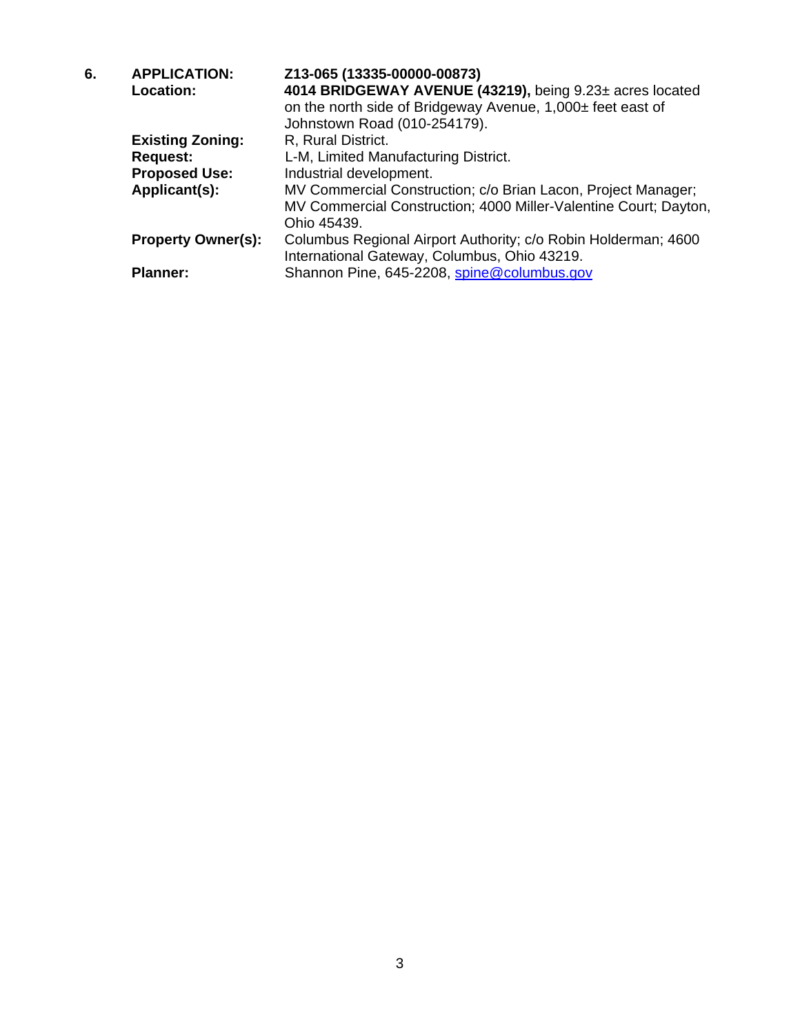**6.** **APPLICATION:** **Z13-065 (13335-00000-00873)**

**Location:** **4014 BRIDGEWAY AVENUE (43219),** being 9.23± acres located on the north side of Bridgeway Avenue, 1,000± feet east of Johnstown Road (010-254179).

**Existing Zoning:** R, Rural District.

**Request:** L-M, Limited Manufacturing District.

**Proposed Use:** Industrial development.

**Applicant(s):** MV Commercial Construction; c/o Brian Lacon, Project Manager; MV Commercial Construction; 4000 Miller-Valentine Court; Dayton, Ohio 45439.

**Property Owner(s):** Columbus Regional Airport Authority; c/o Robin Holderman; 4600 International Gateway, Columbus, Ohio 43219.

**Planner:** Shannon Pine, 645-2208, spine@columbus.gov